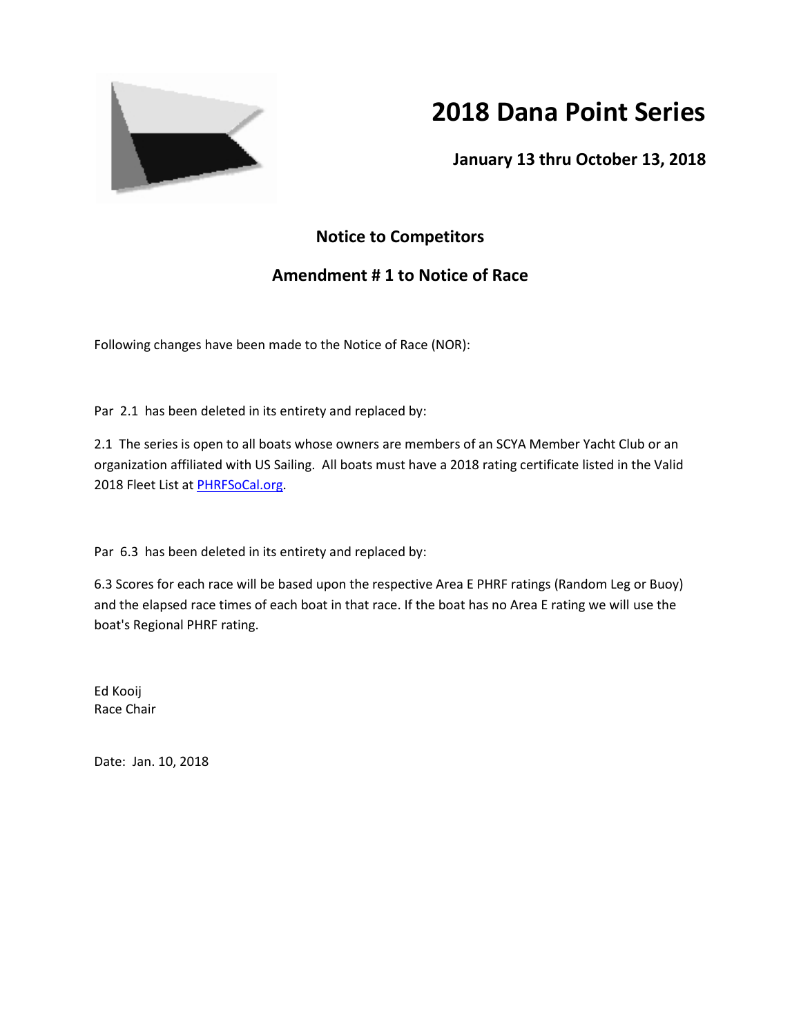# 2018 Dana Point Series

**January 13 thru October 13, 2018**

## Notice to Competitors

## Amendment # 1 to Notice of Race

Following changes have been made to the Notice of Race (NOR):

Par 2.1 has been deleted in its entirety and replaced by:

2.1 The series is open to all boats whose owners are members of an SCYA Member Yacht Club or an organization affiliated with US Sailing. All boats must have a 2018 rating certificate listed in the Valid 2018 Fleet List at PHRFSoCal.org.

Par 6.3 has been deleted in its entirety and replaced by:

6.3 Scores for each race will be based upon the respective Area E PHRF ratings (Random Leg or Buoy) and the elapsed race times of each boat in that race. If the boat has no Area E rating we will use the boat's Regional PHRF rating.

Ed Kooij
Race Chair

Date: Jan. 10, 2018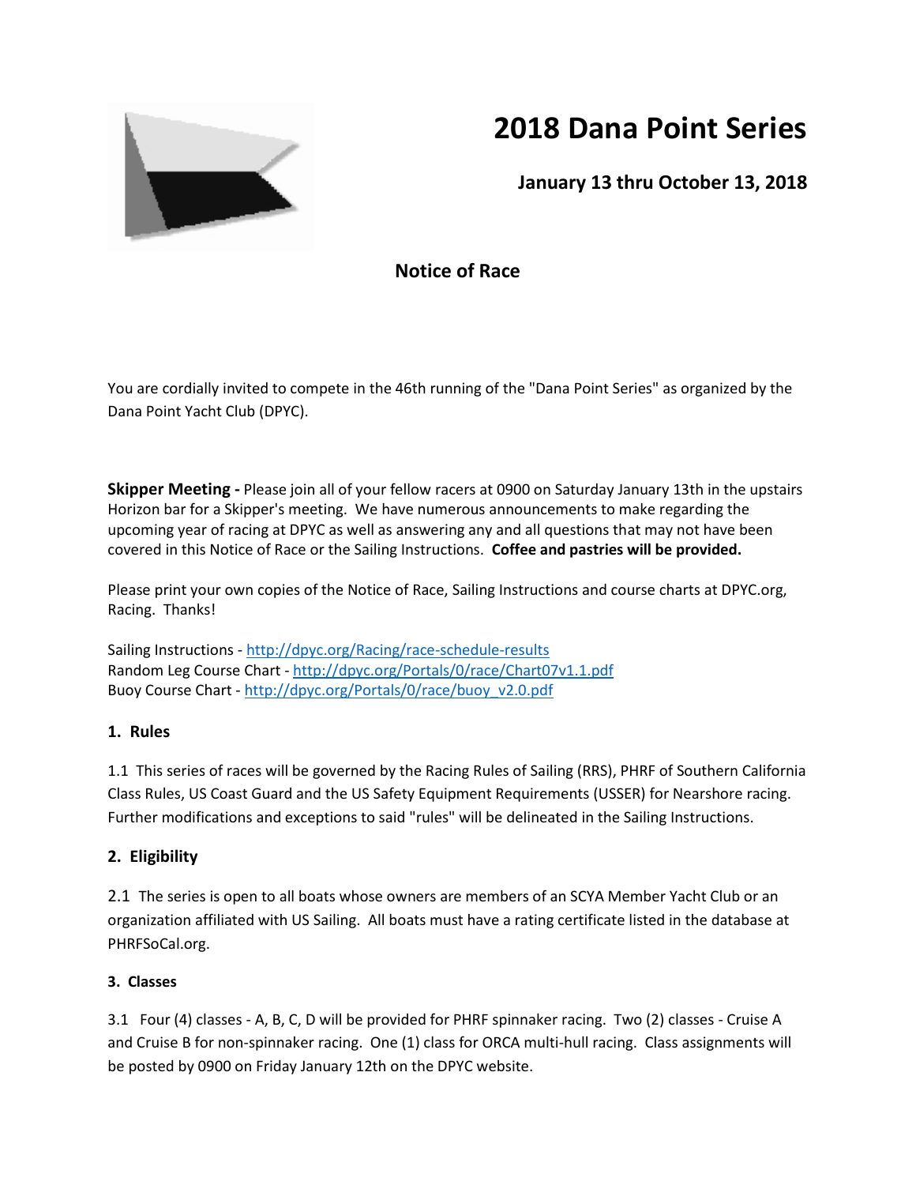# 2018 Dana Point Series

**January 13 thru October 13, 2018**

## Notice of Race

You are cordially invited to compete in the 46th running of the "Dana Point Series" as organized by the Dana Point Yacht Club (DPYC).

**Skipper Meeting -** Please join all of your fellow racers at 0900 on Saturday January 13th in the upstairs Horizon bar for a Skipper's meeting. We have numerous announcements to make regarding the upcoming year of racing at DPYC as well as answering any and all questions that may not have been covered in this Notice of Race or the Sailing Instructions. **Coffee and pastries will be provided.**

Please print your own copies of the Notice of Race, Sailing Instructions and course charts at DPYC.org, Racing. Thanks!

Sailing Instructions - http://dpyc.org/Racing/race-schedule-results
Random Leg Course Chart - http://dpyc.org/Portals/0/race/Chart07v1.1.pdf
Buoy Course Chart - http://dpyc.org/Portals/0/race/buoy_v2.0.pdf

### 1. Rules

1.1 This series of races will be governed by the Racing Rules of Sailing (RRS), PHRF of Southern California Class Rules, US Coast Guard and the US Safety Equipment Requirements (USSER) for Nearshore racing. Further modifications and exceptions to said "rules" will be delineated in the Sailing Instructions.

### 2. Eligibility

2.1 The series is open to all boats whose owners are members of an SCYA Member Yacht Club or an organization affiliated with US Sailing. All boats must have a rating certificate listed in the database at PHRFSoCal.org.

### 3. Classes

3.1 Four (4) classes - A, B, C, D will be provided for PHRF spinnaker racing. Two (2) classes - Cruise A and Cruise B for non-spinnaker racing. One (1) class for ORCA multi-hull racing. Class assignments will be posted by 0900 on Friday January 12th on the DPYC website.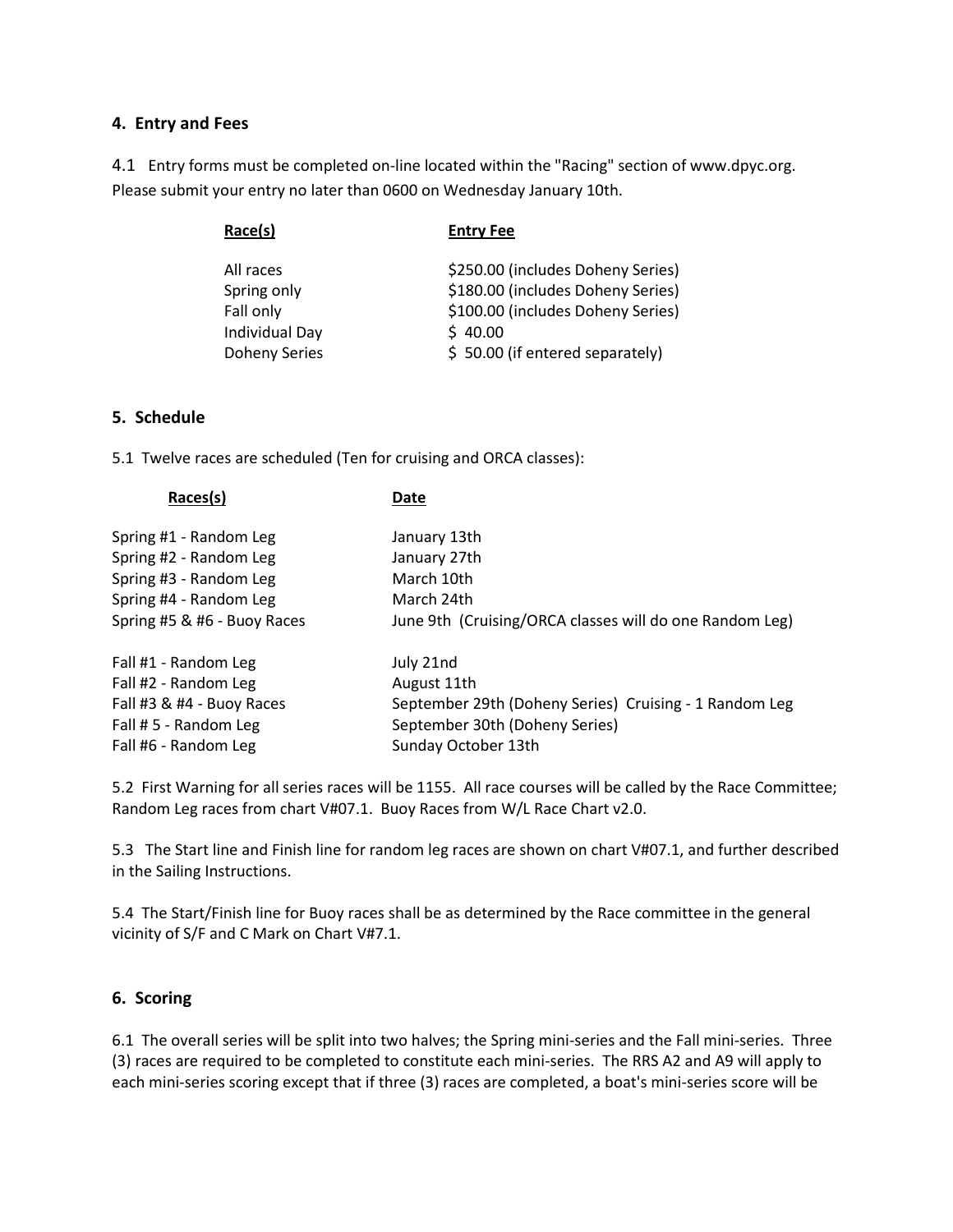## 4. Entry and Fees

4.1 Entry forms must be completed on-line located within the "Racing" section of www.dpyc.org. Please submit your entry no later than 0600 on Wednesday January 10th.

| Race(s) | Entry Fee |
| --- | --- |
| All races | $250.00 (includes Doheny Series) |
| Spring only | $180.00 (includes Doheny Series) |
| Fall only | $100.00 (includes Doheny Series) |
| Individual Day | $ 40.00 |
| Doheny Series | $ 50.00 (if entered separately) |

## 5. Schedule

5.1 Twelve races are scheduled (Ten for cruising and ORCA classes):

| Races(s) | Date |
| --- | --- |
| Spring #1 - Random Leg | January 13th |
| Spring #2 - Random Leg | January 27th |
| Spring #3 - Random Leg | March 10th |
| Spring #4 - Random Leg | March 24th |
| Spring #5 & #6 - Buoy Races | June 9th (Cruising/ORCA classes will do one Random Leg) |
| Fall #1 - Random Leg | July 21nd |
| Fall #2 - Random Leg | August 11th |
| Fall #3 & #4 - Buoy Races | September 29th (Doheny Series) Cruising - 1 Random Leg |
| Fall # 5 - Random Leg | September 30th (Doheny Series) |
| Fall #6 - Random Leg | Sunday October 13th |

5.2 First Warning for all series races will be 1155. All race courses will be called by the Race Committee; Random Leg races from chart V#07.1. Buoy Races from W/L Race Chart v2.0.

5.3 The Start line and Finish line for random leg races are shown on chart V#07.1, and further described in the Sailing Instructions.

5.4 The Start/Finish line for Buoy races shall be as determined by the Race committee in the general vicinity of S/F and C Mark on Chart V#7.1.

## 6. Scoring

6.1 The overall series will be split into two halves; the Spring mini-series and the Fall mini-series. Three (3) races are required to be completed to constitute each mini-series. The RRS A2 and A9 will apply to each mini-series scoring except that if three (3) races are completed, a boat's mini-series score will be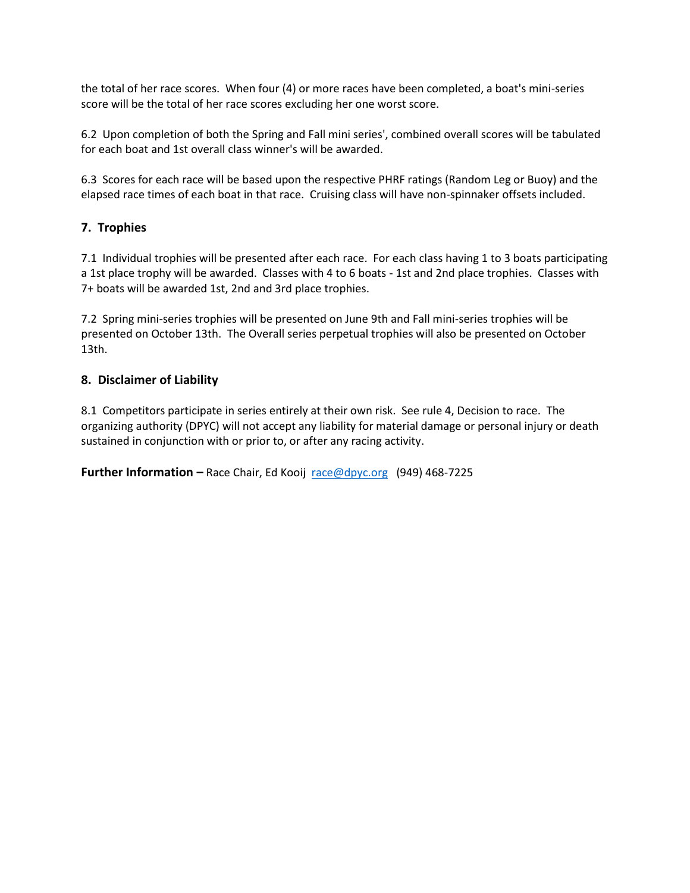the total of her race scores. When four (4) or more races have been completed, a boat's mini-series score will be the total of her race scores excluding her one worst score.

6.2 Upon completion of both the Spring and Fall mini series', combined overall scores will be tabulated for each boat and 1st overall class winner's will be awarded.

6.3 Scores for each race will be based upon the respective PHRF ratings (Random Leg or Buoy) and the elapsed race times of each boat in that race. Cruising class will have non-spinnaker offsets included.

## 7. Trophies

7.1 Individual trophies will be presented after each race. For each class having 1 to 3 boats participating a 1st place trophy will be awarded. Classes with 4 to 6 boats - 1st and 2nd place trophies. Classes with 7+ boats will be awarded 1st, 2nd and 3rd place trophies.

7.2 Spring mini-series trophies will be presented on June 9th and Fall mini-series trophies will be presented on October 13th. The Overall series perpetual trophies will also be presented on October 13th.

## 8. Disclaimer of Liability

8.1 Competitors participate in series entirely at their own risk. See rule 4, Decision to race. The organizing authority (DPYC) will not accept any liability for material damage or personal injury or death sustained in conjunction with or prior to, or after any racing activity.

**Further Information –** Race Chair, Ed Kooij [race@dpyc.org](mailto:race@dpyc.org) (949) 468-7225